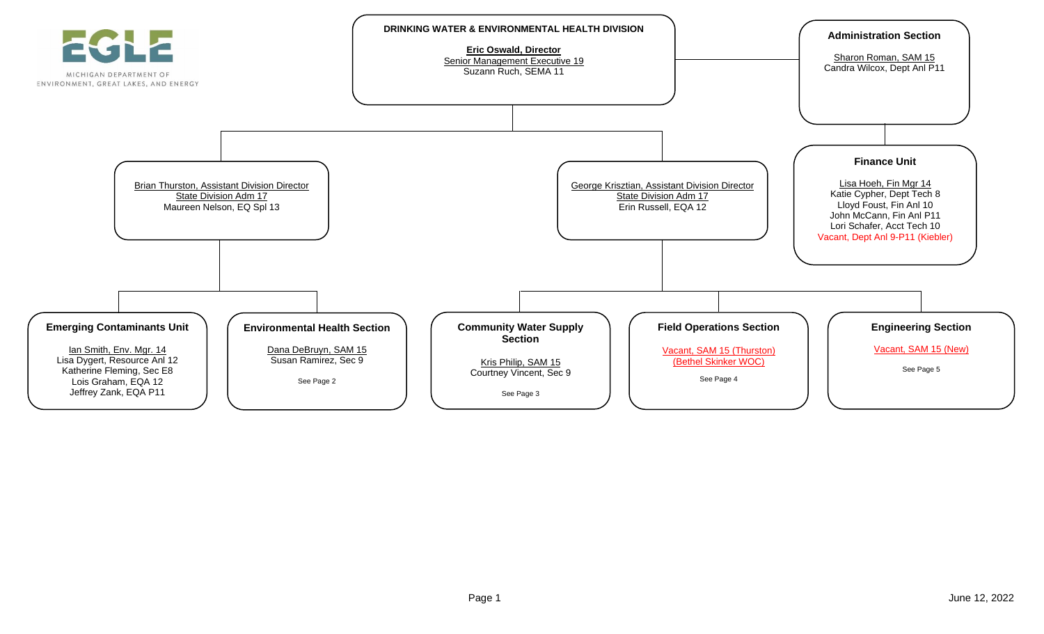MICHIGAN DEPARTMENT OF ENVIRONMENT, GREAT LAKES, AND ENERGY

## DRINKING WATER & ENVIRONMENTAL HEALTH DIVISION

**Eric Oswald, Director**
Senior Management Executive 19
Suzann Ruch, SEMA 11

### Administration Section

Sharon Roman, SAM 15
Candra Wilcox, Dept Anl P11

#### Finance Unit

Lisa Hoeh, Fin Mgr 14
Katie Cypher, Dept Tech 8
Lloyd Foust, Fin Anl 10
John McCann, Fin Anl P11
Lori Schafer, Acct Tech 10
Vacant, Dept Anl 9-P11 (Kiebler)

### Brian Thurston, Assistant Division Director

State Division Adm 17
Maureen Nelson, EQ Spl 13

#### Emerging Contaminants Unit

Ian Smith, Env. Mgr. 14
Lisa Dygert, Resource Anl 12
Katherine Fleming, Sec E8
Lois Graham, EQA 12
Jeffrey Zank, EQA P11

#### Environmental Health Section

Dana DeBruyn, SAM 15
Susan Ramirez, Sec 9

See Page 2

### George Krisztian, Assistant Division Director

State Division Adm 17
Erin Russell, EQA 12

#### Community Water Supply Section

Kris Philip, SAM 15
Courtney Vincent, Sec 9

See Page 3

#### Field Operations Section

Vacant, SAM 15 (Thurston)
(Bethel Skinker WOC)

See Page 4

#### Engineering Section

Vacant, SAM 15 (New)

See Page 5

June 12, 2022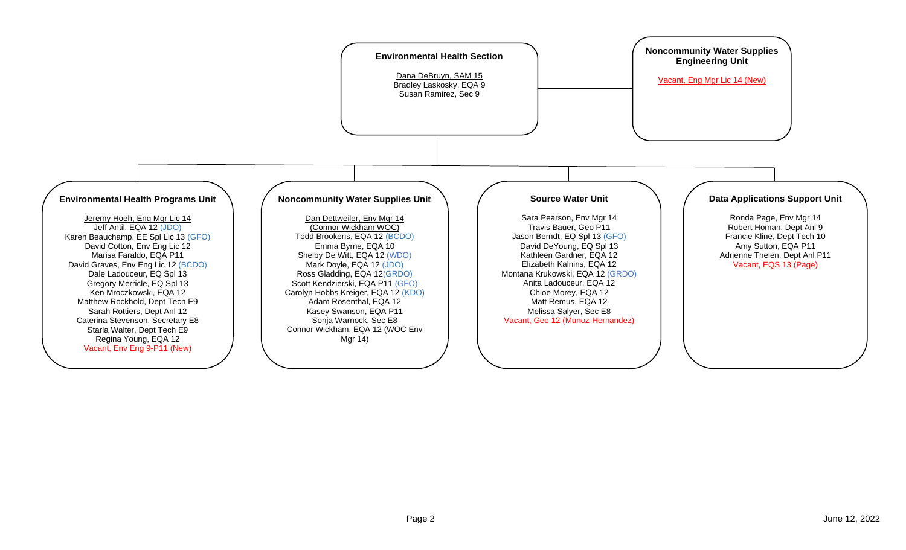## Environmental Health Section

Dana DeBruyn, SAM 15
Bradley Laskosky, EQA 9
Susan Ramirez, Sec 9

### Noncommunity Water Supplies Engineering Unit

Vacant, Eng Mgr Lic 14 (New)

### Environmental Health Programs Unit

Jeremy Hoeh, Eng Mgr Lic 14
Jeff Antil, EQA 12 (JDO)
Karen Beauchamp, EE Spl Lic 13 (GFO)
David Cotton, Env Eng Lic 12
Marisa Faraldo, EQA P11
David Graves, Env Eng Lic 12 (BCDO)
Dale Ladouceur, EQ Spl 13
Gregory Merricle, EQ Spl 13
Ken Mroczkowski, EQA 12
Matthew Rockhold, Dept Tech E9
Sarah Rottiers, Dept Anl 12
Caterina Stevenson, Secretary E8
Starla Walter, Dept Tech E9
Regina Young, EQA 12
Vacant, Env Eng 9-P11 (New)

### Noncommunity Water Supplies Unit

Dan Dettweiler, Env Mgr 14
(Connor Wickham WOC)
Todd Brookens, EQA 12 (BCDO)
Emma Byrne, EQA 10
Shelby De Witt, EQA 12 (WDO)
Mark Doyle, EQA 12 (JDO)
Ross Gladding, EQA 12(GRDO)
Scott Kendzierski, EQA P11 (GFO)
Carolyn Hobbs Kreiger, EQA 12 (KDO)
Adam Rosenthal, EQA 12
Kasey Swanson, EQA P11
Sonja Warnock, Sec E8
Connor Wickham, EQA 12 (WOC Env Mgr 14)

### Source Water Unit

Sara Pearson, Env Mgr 14
Travis Bauer, Geo P11
Jason Berndt, EQ Spl 13 (GFO)
David DeYoung, EQ Spl 13
Kathleen Gardner, EQA 12
Elizabeth Kalnins, EQA 12
Montana Krukowski, EQA 12 (GRDO)
Anita Ladouceur, EQA 12
Chloe Morey, EQA 12
Matt Remus, EQA 12
Melissa Salyer, Sec E8
Vacant, Geo 12 (Munoz-Hernandez)

### Data Applications Support Unit

Ronda Page, Env Mgr 14
Robert Homan, Dept Anl 9
Francie Kline, Dept Tech 10
Amy Sutton, EQA P11
Adrienne Thelen, Dept Anl P11
Vacant, EQS 13 (Page)

June 12, 2022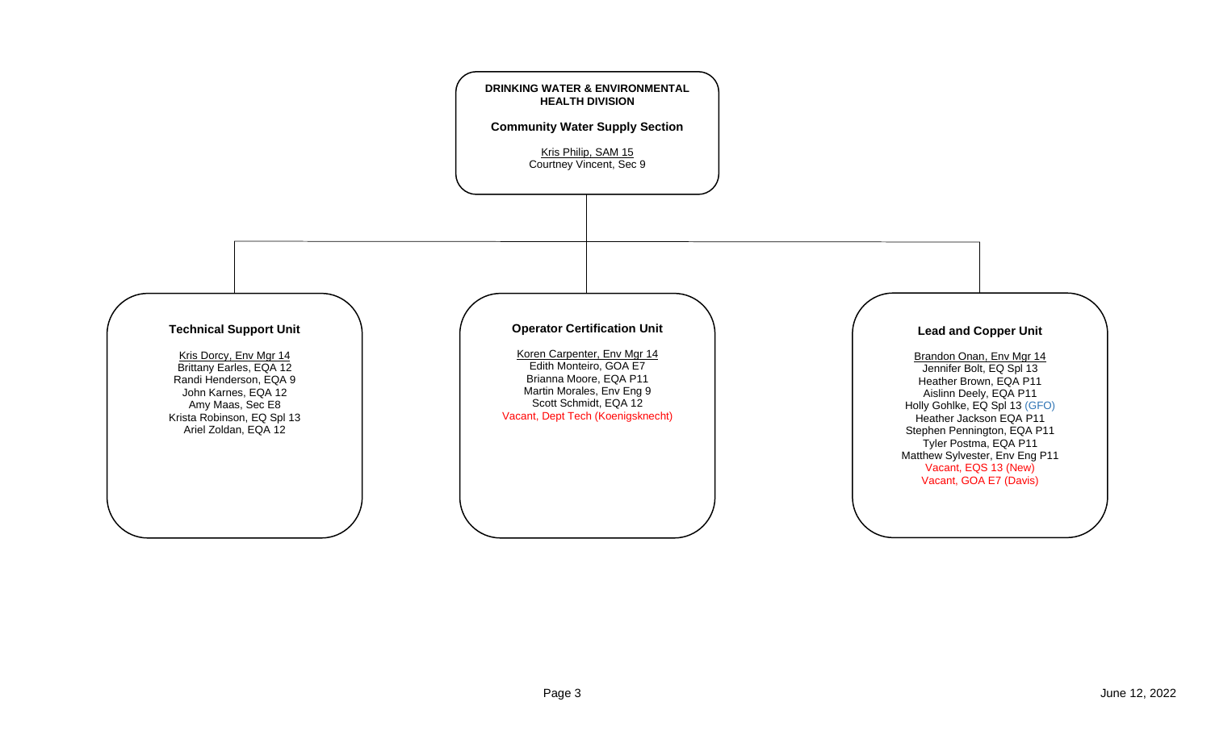**DRINKING WATER & ENVIRONMENTAL HEALTH DIVISION**

**Community Water Supply Section**

Kris Philip, SAM 15
Courtney Vincent, Sec 9

### Technical Support Unit

Kris Dorcy, Env Mgr 14
Brittany Earles, EQA 12
Randi Henderson, EQA 9
John Karnes, EQA 12
Amy Maas, Sec E8
Krista Robinson, EQ Spl 13
Ariel Zoldan, EQA 12

### Operator Certification Unit

Koren Carpenter, Env Mgr 14
Edith Monteiro, GOA E7
Brianna Moore, EQA P11
Martin Morales, Env Eng 9
Scott Schmidt, EQA 12
Vacant, Dept Tech (Koenigsknecht)

### Lead and Copper Unit

Brandon Onan, Env Mgr 14
Jennifer Bolt, EQ Spl 13
Heather Brown, EQA P11
Aislinn Deely, EQA P11
Holly Gohlke, EQ Spl 13 (GFO)
Heather Jackson EQA P11
Stephen Pennington, EQA P11
Tyler Postma, EQA P11
Matthew Sylvester, Env Eng P11
Vacant, EQS 13 (New)
Vacant, GOA E7 (Davis)

June 12, 2022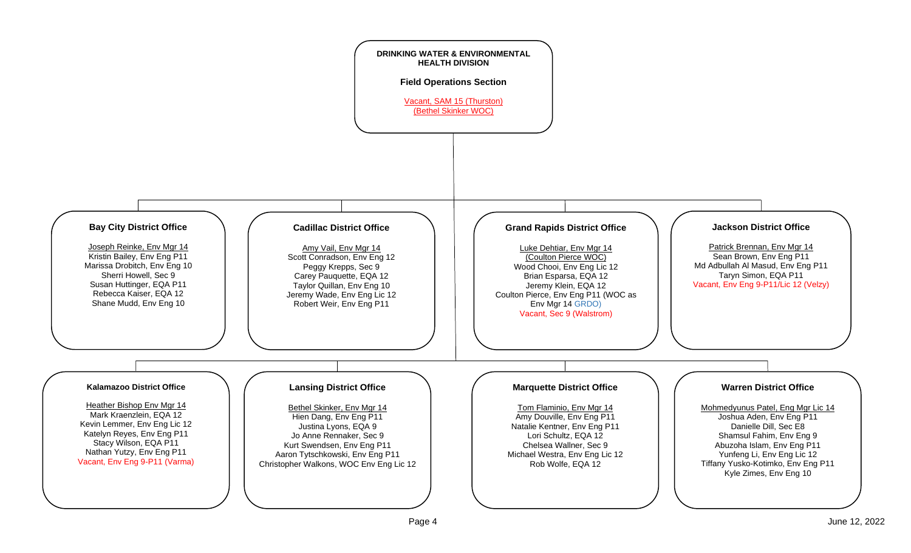# DRINKING WATER & ENVIRONMENTAL HEALTH DIVISION

## Field Operations Section

Vacant, SAM 15 (Thurston)
(Bethel Skinker WOC)

### Bay City District Office

Joseph Reinke, Env Mgr 14
Kristin Bailey, Env Eng P11
Marissa Drobitch, Env Eng 10
Sherri Howell, Sec 9
Susan Huttinger, EQA P11
Rebecca Kaiser, EQA 12
Shane Mudd, Env Eng 10

### Cadillac District Office

Amy Vail, Env Mgr 14
Scott Conradson, Env Eng 12
Peggy Krepps, Sec 9
Carey Pauquette, EQA 12
Taylor Quillan, Env Eng 10
Jeremy Wade, Env Eng Lic 12
Robert Weir, Env Eng P11

### Grand Rapids District Office

Luke Dehtiar, Env Mgr 14
(Coulton Pierce WOC)
Wood Chooi, Env Eng Lic 12
Brian Esparsa, EQA 12
Jeremy Klein, EQA 12
Coulton Pierce, Env Eng P11 (WOC as Env Mgr 14 GRDO)
Vacant, Sec 9 (Walstrom)

### Jackson District Office

Patrick Brennan, Env Mgr 14
Sean Brown, Env Eng P11
Md Adbullah Al Masud, Env Eng P11
Taryn Simon, EQA P11
Vacant, Env Eng 9-P11/Lic 12 (Velzy)

### Kalamazoo District Office

Heather Bishop Env Mgr 14
Mark Kraenzlein, EQA 12
Kevin Lemmer, Env Eng Lic 12
Katelyn Reyes, Env Eng P11
Stacy Wilson, EQA P11
Nathan Yutzy, Env Eng P11
Vacant, Env Eng 9-P11 (Varma)

### Lansing District Office

Bethel Skinker, Env Mgr 14
Hien Dang, Env Eng P11
Justina Lyons, EQA 9
Jo Anne Rennaker, Sec 9
Kurt Swendsen, Env Eng P11
Aaron Tytschkowski, Env Eng P11
Christopher Walkons, WOC Env Eng Lic 12

### Marquette District Office

Tom Flaminio, Env Mgr 14
Amy Douville, Env Eng P11
Natalie Kentner, Env Eng P11
Lori Schultz, EQA 12
Chelsea Wallner, Sec 9
Michael Westra, Env Eng Lic 12
Rob Wolfe, EQA 12

### Warren District Office

Mohmedyunus Patel, Eng Mgr Lic 14
Joshua Aden, Env Eng P11
Danielle Dill, Sec E8
Shamsul Fahim, Env Eng 9
Abuzoha Islam, Env Eng P11
Yunfeng Li, Env Eng Lic 12
Tiffany Yusko-Kotimko, Env Eng P11
Kyle Zimes, Env Eng 10

June 12, 2022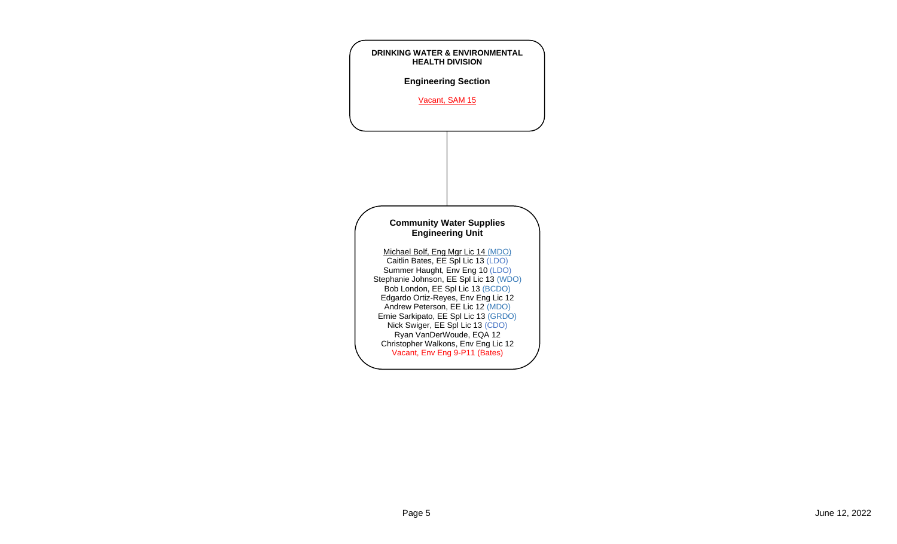**DRINKING WATER & ENVIRONMENTAL HEALTH DIVISION**

**Engineering Section**

Vacant, SAM 15

**Community Water Supplies Engineering Unit**

Michael Bolf, Eng Mgr Lic 14 (MDO)
Caitlin Bates, EE Spl Lic 13 (LDO)
Summer Haught, Env Eng 10 (LDO)
Stephanie Johnson, EE Spl Lic 13 (WDO)
Bob London, EE Spl Lic 13 (BCDO)
Edgardo Ortiz-Reyes, Env Eng Lic 12
Andrew Peterson, EE Lic 12 (MDO)
Ernie Sarkipato, EE Spl Lic 13 (GRDO)
Nick Swiger, EE Spl Lic 13 (CDO)
Ryan VanDerWoude, EQA 12
Christopher Walkons, Env Eng Lic 12
Vacant, Env Eng 9-P11 (Bates)

June 12, 2022